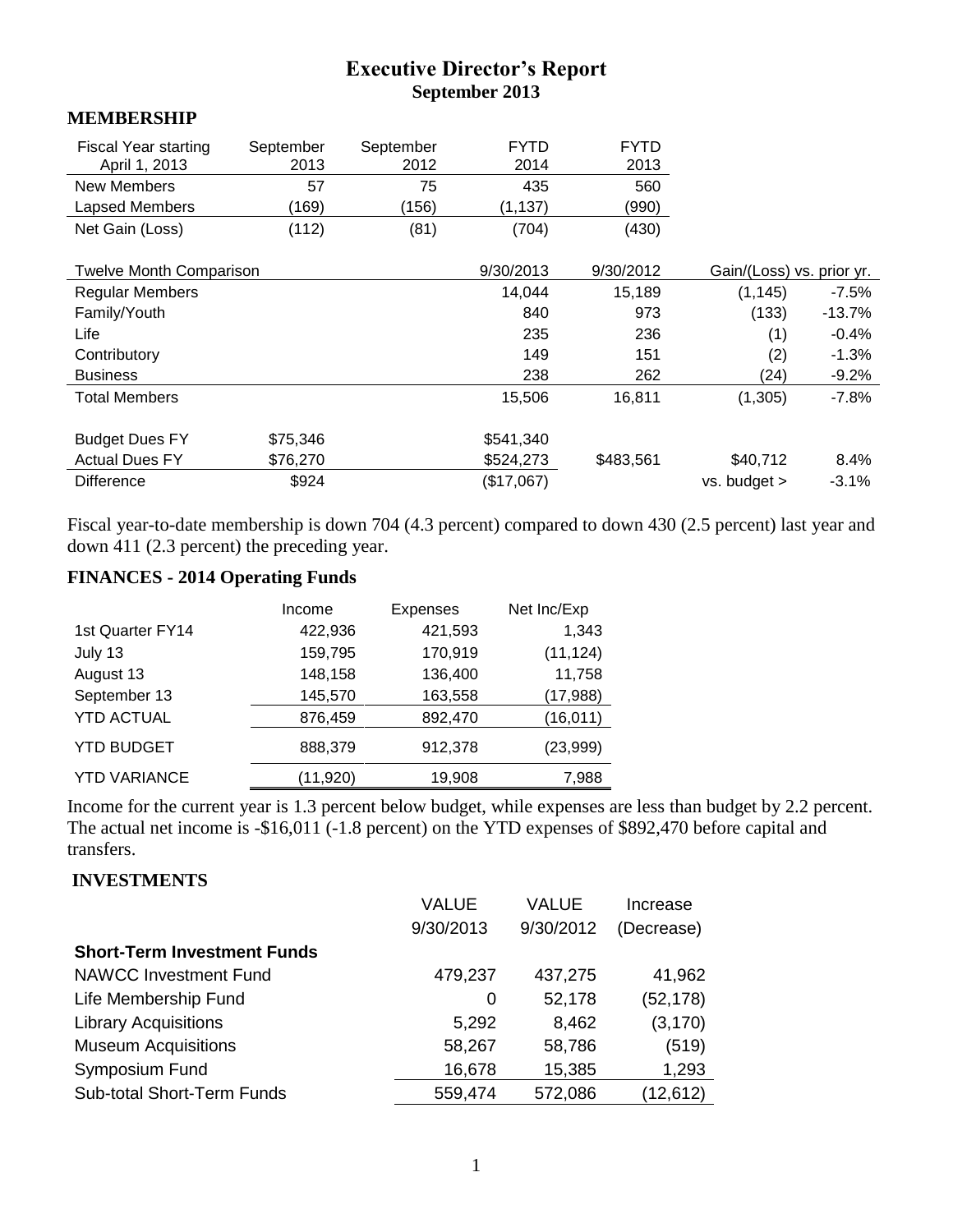# Executive Director's Report
## September 2013

### MEMBERSHIP

| Fiscal Year starting April 1, 2013 | September 2013 | September 2012 | FYTD 2014 | FYTD 2013 |
|---|---|---|---|---|
| New Members | 57 | 75 | 435 | 560 |
| Lapsed Members | (169) | (156) | (1,137) | (990) |
| Net Gain (Loss) | (112) | (81) | (704) | (430) |

| Twelve Month Comparison | | 9/30/2013 | 9/30/2012 | Gain/(Loss) vs. prior yr. | |
|---|---|---|---|---|---|
| Regular Members | | 14,044 | 15,189 | (1,145) | -7.5% |
| Family/Youth | | 840 | 973 | (133) | -13.7% |
| Life | | 235 | 236 | (1) | -0.4% |
| Contributory | | 149 | 151 | (2) | -1.3% |
| Business | | 238 | 262 | (24) | -9.2% |
| Total Members | | 15,506 | 16,811 | (1,305) | -7.8% |
| | | | | | |
| Budget Dues FY | $75,346 | $541,340 | | | |
| Actual Dues FY | $76,270 | $524,273 | $483,561 | $40,712 | 8.4% |
| Difference | $924 | ($17,067) | | vs. budget > | -3.1% |

Fiscal year-to-date membership is down 704 (4.3 percent) compared to down 430 (2.5 percent) last year and down 411 (2.3 percent) the preceding year.

### FINANCES - 2014 Operating Funds

| | Income | Expenses | Net Inc/Exp |
|---|---|---|---|
| 1st Quarter FY14 | 422,936 | 421,593 | 1,343 |
| July 13 | 159,795 | 170,919 | (11,124) |
| August 13 | 148,158 | 136,400 | 11,758 |
| September 13 | 145,570 | 163,558 | (17,988) |
| YTD ACTUAL | 876,459 | 892,470 | (16,011) |
| YTD BUDGET | 888,379 | 912,378 | (23,999) |
| YTD VARIANCE | (11,920) | 19,908 | 7,988 |

Income for the current year is 1.3 percent below budget, while expenses are less than budget by 2.2 percent. The actual net income is -$16,011 (-1.8 percent) on the YTD expenses of $892,470 before capital and transfers.

### INVESTMENTS

| | VALUE 9/30/2013 | VALUE 9/30/2012 | Increase (Decrease) |
|---|---|---|---|
| **Short-Term Investment Funds** | | | |
| NAWCC Investment Fund | 479,237 | 437,275 | 41,962 |
| Life Membership Fund | 0 | 52,178 | (52,178) |
| Library Acquisitions | 5,292 | 8,462 | (3,170) |
| Museum Acquisitions | 58,267 | 58,786 | (519) |
| Symposium Fund | 16,678 | 15,385 | 1,293 |
| Sub-total Short-Term Funds | 559,474 | 572,086 | (12,612) |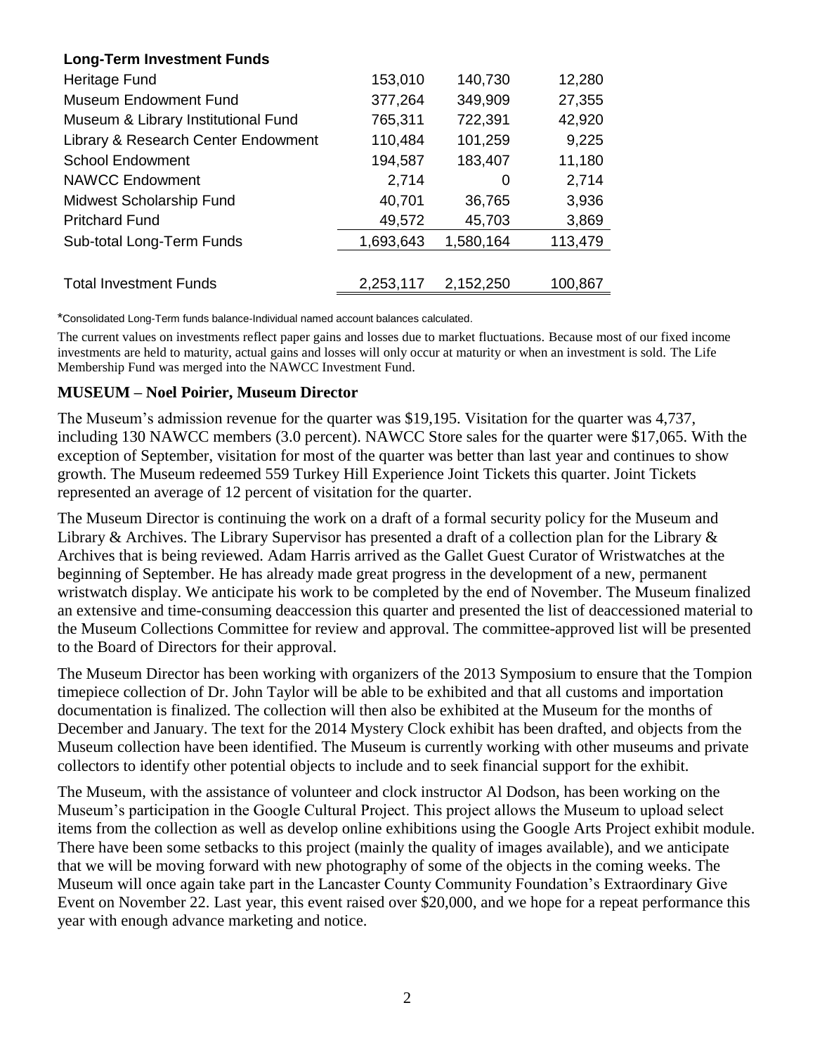| **Long-Term Investment Funds** | | | |
|---|---|---|---|
| Heritage Fund | 153,010 | 140,730 | 12,280 |
| Museum Endowment Fund | 377,264 | 349,909 | 27,355 |
| Museum & Library Institutional Fund | 765,311 | 722,391 | 42,920 |
| Library & Research Center Endowment | 110,484 | 101,259 | 9,225 |
| School Endowment | 194,587 | 183,407 | 11,180 |
| NAWCC Endowment | 2,714 | 0 | 2,714 |
| Midwest Scholarship Fund | 40,701 | 36,765 | 3,936 |
| Pritchard Fund | 49,572 | 45,703 | 3,869 |
| Sub-total Long-Term Funds | 1,693,643 | 1,580,164 | 113,479 |
| | | | |
| Total Investment Funds | 2,253,117 | 2,152,250 | 100,867 |

*Consolidated Long-Term funds balance-Individual named account balances calculated.

The current values on investments reflect paper gains and losses due to market fluctuations. Because most of our fixed income investments are held to maturity, actual gains and losses will only occur at maturity or when an investment is sold. The Life Membership Fund was merged into the NAWCC Investment Fund.

## MUSEUM – Noel Poirier, Museum Director

The Museum's admission revenue for the quarter was $19,195. Visitation for the quarter was 4,737, including 130 NAWCC members (3.0 percent). NAWCC Store sales for the quarter were $17,065. With the exception of September, visitation for most of the quarter was better than last year and continues to show growth. The Museum redeemed 559 Turkey Hill Experience Joint Tickets this quarter. Joint Tickets represented an average of 12 percent of visitation for the quarter.

The Museum Director is continuing the work on a draft of a formal security policy for the Museum and Library & Archives. The Library Supervisor has presented a draft of a collection plan for the Library & Archives that is being reviewed. Adam Harris arrived as the Gallet Guest Curator of Wristwatches at the beginning of September. He has already made great progress in the development of a new, permanent wristwatch display. We anticipate his work to be completed by the end of November. The Museum finalized an extensive and time-consuming deaccession this quarter and presented the list of deaccessioned material to the Museum Collections Committee for review and approval. The committee-approved list will be presented to the Board of Directors for their approval.

The Museum Director has been working with organizers of the 2013 Symposium to ensure that the Tompion timepiece collection of Dr. John Taylor will be able to be exhibited and that all customs and importation documentation is finalized. The collection will then also be exhibited at the Museum for the months of December and January. The text for the 2014 Mystery Clock exhibit has been drafted, and objects from the Museum collection have been identified. The Museum is currently working with other museums and private collectors to identify other potential objects to include and to seek financial support for the exhibit.

The Museum, with the assistance of volunteer and clock instructor Al Dodson, has been working on the Museum's participation in the Google Cultural Project. This project allows the Museum to upload select items from the collection as well as develop online exhibitions using the Google Arts Project exhibit module. There have been some setbacks to this project (mainly the quality of images available), and we anticipate that we will be moving forward with new photography of some of the objects in the coming weeks. The Museum will once again take part in the Lancaster County Community Foundation's Extraordinary Give Event on November 22. Last year, this event raised over $20,000, and we hope for a repeat performance this year with enough advance marketing and notice.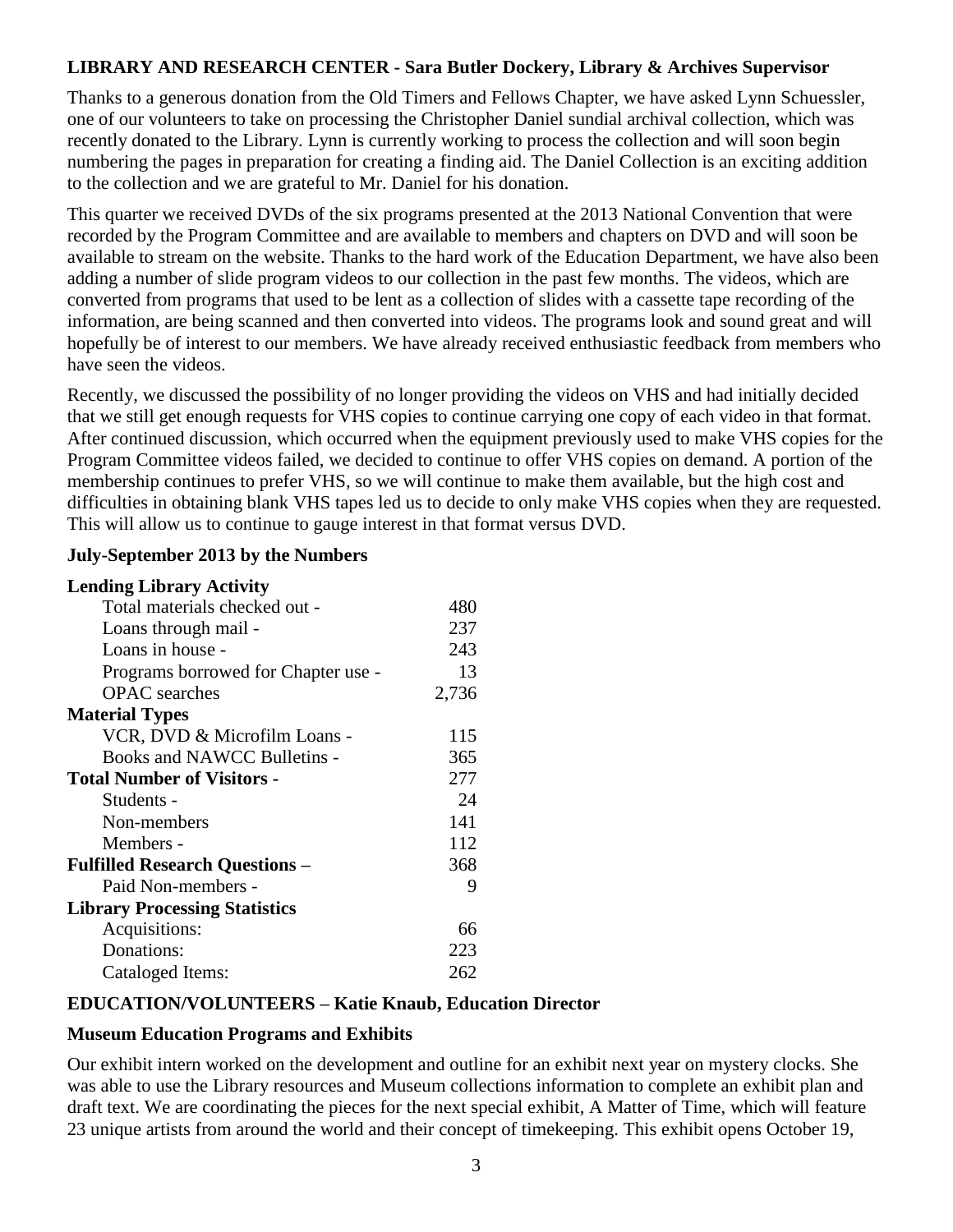## LIBRARY AND RESEARCH CENTER - Sara Butler Dockery, Library & Archives Supervisor

Thanks to a generous donation from the Old Timers and Fellows Chapter, we have asked Lynn Schuessler, one of our volunteers to take on processing the Christopher Daniel sundial archival collection, which was recently donated to the Library. Lynn is currently working to process the collection and will soon begin numbering the pages in preparation for creating a finding aid. The Daniel Collection is an exciting addition to the collection and we are grateful to Mr. Daniel for his donation.

This quarter we received DVDs of the six programs presented at the 2013 National Convention that were recorded by the Program Committee and are available to members and chapters on DVD and will soon be available to stream on the website. Thanks to the hard work of the Education Department, we have also been adding a number of slide program videos to our collection in the past few months. The videos, which are converted from programs that used to be lent as a collection of slides with a cassette tape recording of the information, are being scanned and then converted into videos. The programs look and sound great and will hopefully be of interest to our members. We have already received enthusiastic feedback from members who have seen the videos.

Recently, we discussed the possibility of no longer providing the videos on VHS and had initially decided that we still get enough requests for VHS copies to continue carrying one copy of each video in that format. After continued discussion, which occurred when the equipment previously used to make VHS copies for the Program Committee videos failed, we decided to continue to offer VHS copies on demand. A portion of the membership continues to prefer VHS, so we will continue to make them available, but the high cost and difficulties in obtaining blank VHS tapes led us to decide to only make VHS copies when they are requested. This will allow us to continue to gauge interest in that format versus DVD.

### July-September 2013 by the Numbers

| | |
|---|---|
| **Lending Library Activity** | |
| Total materials checked out - | 480 |
| Loans through mail - | 237 |
| Loans in house - | 243 |
| Programs borrowed for Chapter use - | 13 |
| OPAC searches | 2,736 |
| **Material Types** | |
| VCR, DVD & Microfilm Loans - | 115 |
| Books and NAWCC Bulletins - | 365 |
| **Total Number of Visitors -** | 277 |
| Students - | 24 |
| Non-members | 141 |
| Members - | 112 |
| **Fulfilled Research Questions –** | 368 |
| Paid Non-members - | 9 |
| **Library Processing Statistics** | |
| Acquisitions: | 66 |
| Donations: | 223 |
| Cataloged Items: | 262 |

## EDUCATION/VOLUNTEERS – Katie Knaub, Education Director

### Museum Education Programs and Exhibits

Our exhibit intern worked on the development and outline for an exhibit next year on mystery clocks. She was able to use the Library resources and Museum collections information to complete an exhibit plan and draft text. We are coordinating the pieces for the next special exhibit, A Matter of Time, which will feature 23 unique artists from around the world and their concept of timekeeping. This exhibit opens October 19,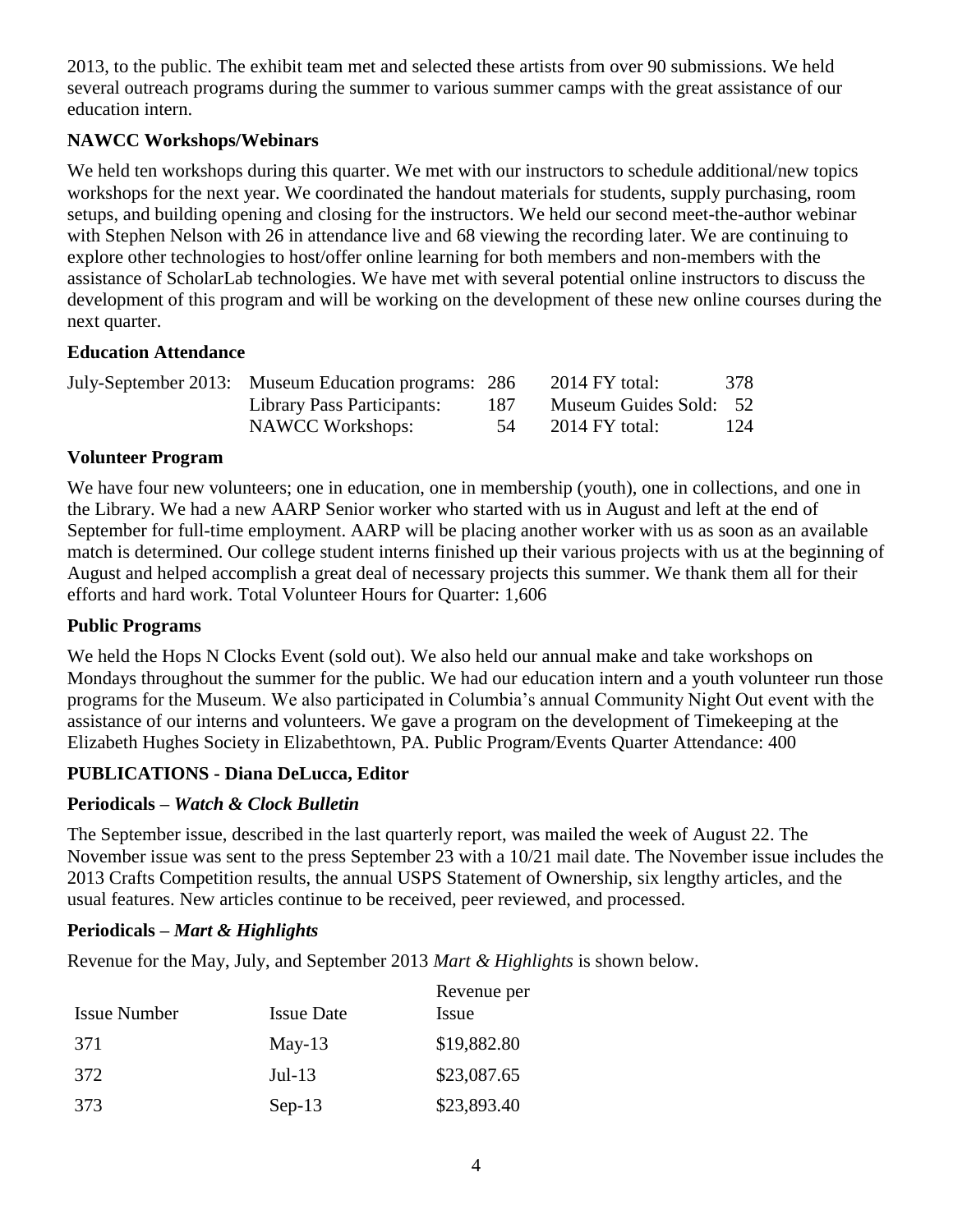2013, to the public. The exhibit team met and selected these artists from over 90 submissions. We held several outreach programs during the summer to various summer camps with the great assistance of our education intern.

### NAWCC Workshops/Webinars

We held ten workshops during this quarter. We met with our instructors to schedule additional/new topics workshops for the next year. We coordinated the handout materials for students, supply purchasing, room setups, and building opening and closing for the instructors. We held our second meet-the-author webinar with Stephen Nelson with 26 in attendance live and 68 viewing the recording later. We are continuing to explore other technologies to host/offer online learning for both members and non-members with the assistance of ScholarLab technologies. We have met with several potential online instructors to discuss the development of this program and will be working on the development of these new online courses during the next quarter.

### Education Attendance

| | | | | |
|---|---|---|---|---|
| July-September 2013: | Museum Education programs: | 286 | 2014 FY total: | 378 |
| | Library Pass Participants: | 187 | Museum Guides Sold: | 52 |
| | NAWCC Workshops: | 54 | 2014 FY total: | 124 |

### Volunteer Program

We have four new volunteers; one in education, one in membership (youth), one in collections, and one in the Library. We had a new AARP Senior worker who started with us in August and left at the end of September for full-time employment. AARP will be placing another worker with us as soon as an available match is determined. Our college student interns finished up their various projects with us at the beginning of August and helped accomplish a great deal of necessary projects this summer. We thank them all for their efforts and hard work. Total Volunteer Hours for Quarter: 1,606

### Public Programs

We held the Hops N Clocks Event (sold out). We also held our annual make and take workshops on Mondays throughout the summer for the public. We had our education intern and a youth volunteer run those programs for the Museum. We also participated in Columbia's annual Community Night Out event with the assistance of our interns and volunteers. We gave a program on the development of Timekeeping at the Elizabeth Hughes Society in Elizabethtown, PA. Public Program/Events Quarter Attendance: 400

## PUBLICATIONS - Diana DeLucca, Editor

### Periodicals – *Watch & Clock Bulletin*

The September issue, described in the last quarterly report, was mailed the week of August 22. The November issue was sent to the press September 23 with a 10/21 mail date. The November issue includes the 2013 Crafts Competition results, the annual USPS Statement of Ownership, six lengthy articles, and the usual features. New articles continue to be received, peer reviewed, and processed.

### Periodicals – *Mart & Highlights*

Revenue for the May, July, and September 2013 *Mart & Highlights* is shown below.

| Issue Number | Issue Date | Revenue per Issue |
|---|---|---|
| 371 | May-13 | $19,882.80 |
| 372 | Jul-13 | $23,087.65 |
| 373 | Sep-13 | $23,893.40 |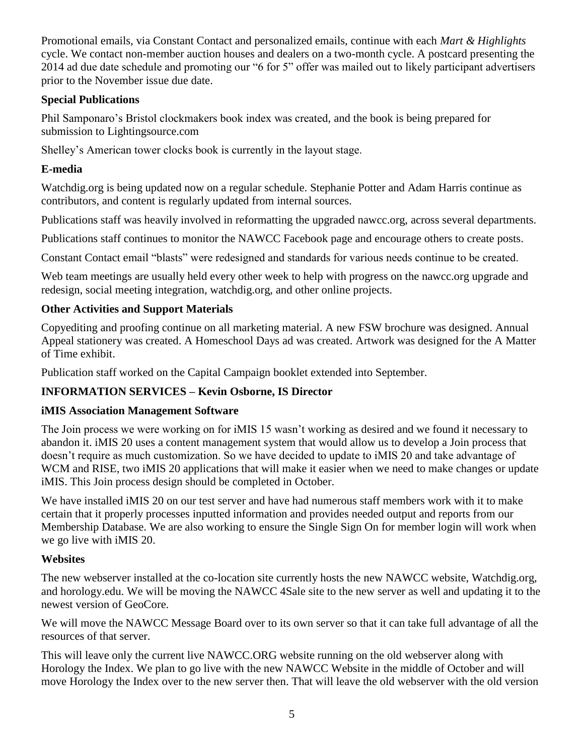Promotional emails, via Constant Contact and personalized emails, continue with each *Mart & Highlights* cycle. We contact non-member auction houses and dealers on a two-month cycle. A postcard presenting the 2014 ad due date schedule and promoting our "6 for 5" offer was mailed out to likely participant advertisers prior to the November issue due date.

### Special Publications

Phil Samponaro's Bristol clockmakers book index was created, and the book is being prepared for submission to Lightingsource.com

Shelley's American tower clocks book is currently in the layout stage.

### E-media

Watchdig.org is being updated now on a regular schedule. Stephanie Potter and Adam Harris continue as contributors, and content is regularly updated from internal sources.

Publications staff was heavily involved in reformatting the upgraded nawcc.org, across several departments.

Publications staff continues to monitor the NAWCC Facebook page and encourage others to create posts.

Constant Contact email "blasts" were redesigned and standards for various needs continue to be created.

Web team meetings are usually held every other week to help with progress on the nawcc.org upgrade and redesign, social meeting integration, watchdig.org, and other online projects.

### Other Activities and Support Materials

Copyediting and proofing continue on all marketing material. A new FSW brochure was designed. Annual Appeal stationery was created. A Homeschool Days ad was created. Artwork was designed for the A Matter of Time exhibit.

Publication staff worked on the Capital Campaign booklet extended into September.

## INFORMATION SERVICES – Kevin Osborne, IS Director

### iMIS Association Management Software

The Join process we were working on for iMIS 15 wasn't working as desired and we found it necessary to abandon it. iMIS 20 uses a content management system that would allow us to develop a Join process that doesn't require as much customization. So we have decided to update to iMIS 20 and take advantage of WCM and RISE, two iMIS 20 applications that will make it easier when we need to make changes or update iMIS. This Join process design should be completed in October.

We have installed iMIS 20 on our test server and have had numerous staff members work with it to make certain that it properly processes inputted information and provides needed output and reports from our Membership Database. We are also working to ensure the Single Sign On for member login will work when we go live with iMIS 20.

### Websites

The new webserver installed at the co-location site currently hosts the new NAWCC website, Watchdig.org, and horology.edu. We will be moving the NAWCC 4Sale site to the new server as well and updating it to the newest version of GeoCore.

We will move the NAWCC Message Board over to its own server so that it can take full advantage of all the resources of that server.

This will leave only the current live NAWCC.ORG website running on the old webserver along with Horology the Index. We plan to go live with the new NAWCC Website in the middle of October and will move Horology the Index over to the new server then. That will leave the old webserver with the old version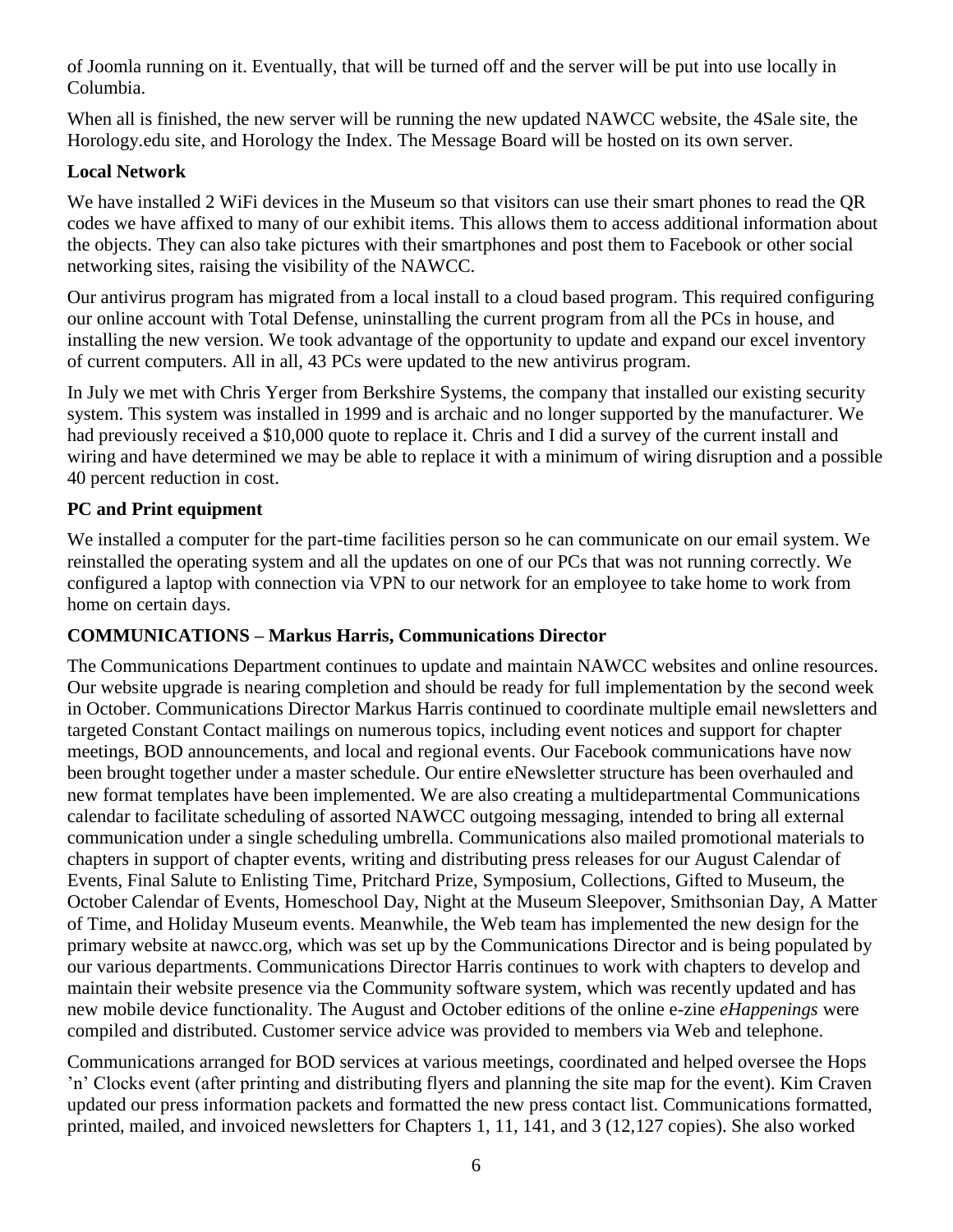of Joomla running on it. Eventually, that will be turned off and the server will be put into use locally in Columbia.

When all is finished, the new server will be running the new updated NAWCC website, the 4Sale site, the Horology.edu site, and Horology the Index. The Message Board will be hosted on its own server.

**Local Network**

We have installed 2 WiFi devices in the Museum so that visitors can use their smart phones to read the QR codes we have affixed to many of our exhibit items. This allows them to access additional information about the objects. They can also take pictures with their smartphones and post them to Facebook or other social networking sites, raising the visibility of the NAWCC.

Our antivirus program has migrated from a local install to a cloud based program. This required configuring our online account with Total Defense, uninstalling the current program from all the PCs in house, and installing the new version. We took advantage of the opportunity to update and expand our excel inventory of current computers. All in all, 43 PCs were updated to the new antivirus program.

In July we met with Chris Yerger from Berkshire Systems, the company that installed our existing security system. This system was installed in 1999 and is archaic and no longer supported by the manufacturer. We had previously received a $10,000 quote to replace it. Chris and I did a survey of the current install and wiring and have determined we may be able to replace it with a minimum of wiring disruption and a possible 40 percent reduction in cost.

**PC and Print equipment**

We installed a computer for the part-time facilities person so he can communicate on our email system. We reinstalled the operating system and all the updates on one of our PCs that was not running correctly. We configured a laptop with connection via VPN to our network for an employee to take home to work from home on certain days.

**COMMUNICATIONS – Markus Harris, Communications Director**

The Communications Department continues to update and maintain NAWCC websites and online resources. Our website upgrade is nearing completion and should be ready for full implementation by the second week in October. Communications Director Markus Harris continued to coordinate multiple email newsletters and targeted Constant Contact mailings on numerous topics, including event notices and support for chapter meetings, BOD announcements, and local and regional events. Our Facebook communications have now been brought together under a master schedule. Our entire eNewsletter structure has been overhauled and new format templates have been implemented. We are also creating a multidepartmental Communications calendar to facilitate scheduling of assorted NAWCC outgoing messaging, intended to bring all external communication under a single scheduling umbrella. Communications also mailed promotional materials to chapters in support of chapter events, writing and distributing press releases for our August Calendar of Events, Final Salute to Enlisting Time, Pritchard Prize, Symposium, Collections, Gifted to Museum, the October Calendar of Events, Homeschool Day, Night at the Museum Sleepover, Smithsonian Day, A Matter of Time, and Holiday Museum events. Meanwhile, the Web team has implemented the new design for the primary website at nawcc.org, which was set up by the Communications Director and is being populated by our various departments. Communications Director Harris continues to work with chapters to develop and maintain their website presence via the Community software system, which was recently updated and has new mobile device functionality. The August and October editions of the online e-zine *eHappenings* were compiled and distributed. Customer service advice was provided to members via Web and telephone.

Communications arranged for BOD services at various meetings, coordinated and helped oversee the Hops 'n' Clocks event (after printing and distributing flyers and planning the site map for the event). Kim Craven updated our press information packets and formatted the new press contact list. Communications formatted, printed, mailed, and invoiced newsletters for Chapters 1, 11, 141, and 3 (12,127 copies). She also worked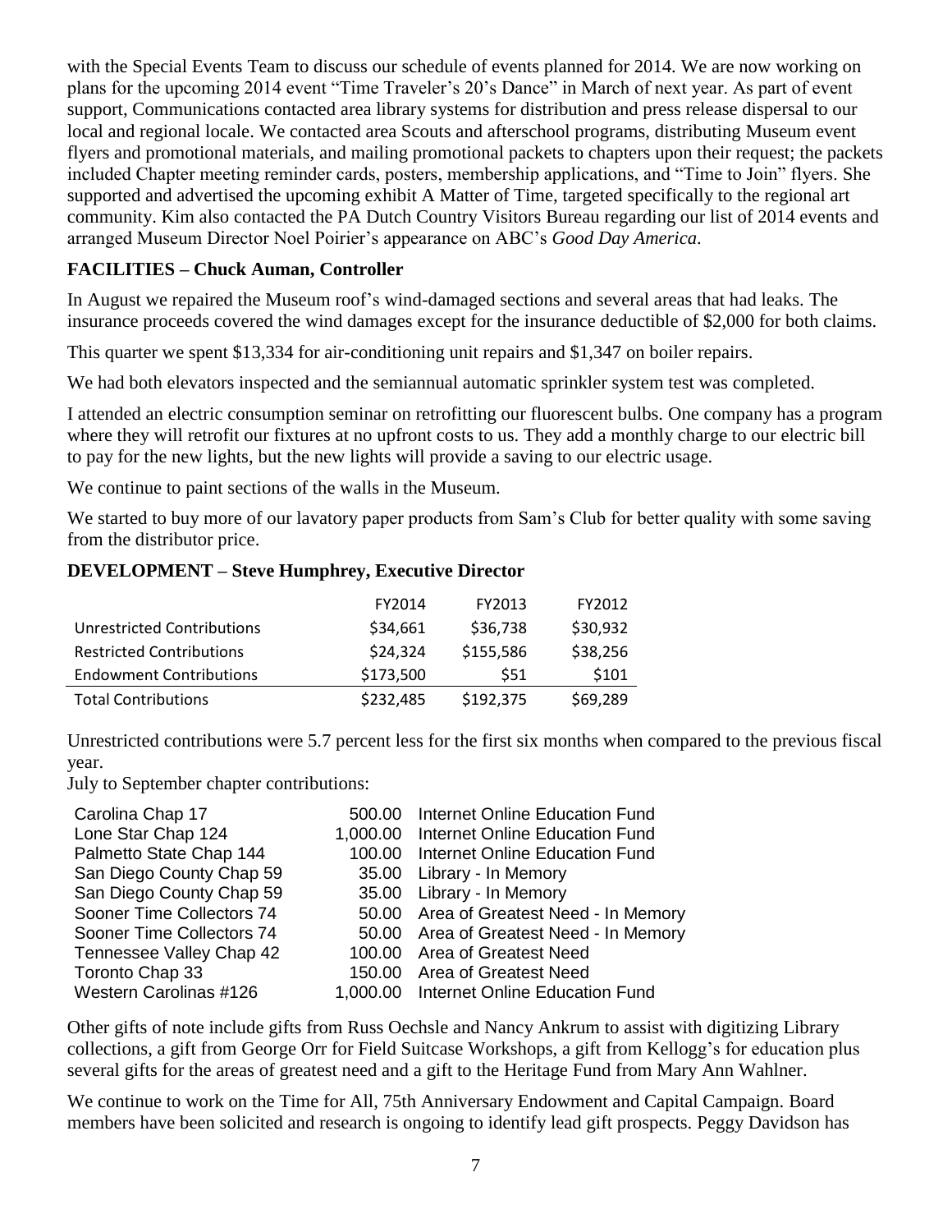with the Special Events Team to discuss our schedule of events planned for 2014. We are now working on plans for the upcoming 2014 event "Time Traveler's 20's Dance" in March of next year. As part of event support, Communications contacted area library systems for distribution and press release dispersal to our local and regional locale. We contacted area Scouts and afterschool programs, distributing Museum event flyers and promotional materials, and mailing promotional packets to chapters upon their request; the packets included Chapter meeting reminder cards, posters, membership applications, and "Time to Join" flyers. She supported and advertised the upcoming exhibit A Matter of Time, targeted specifically to the regional art community. Kim also contacted the PA Dutch Country Visitors Bureau regarding our list of 2014 events and arranged Museum Director Noel Poirier's appearance on ABC's *Good Day America*.

**FACILITIES – Chuck Auman, Controller**

In August we repaired the Museum roof's wind-damaged sections and several areas that had leaks. The insurance proceeds covered the wind damages except for the insurance deductible of $2,000 for both claims.

This quarter we spent $13,334 for air-conditioning unit repairs and $1,347 on boiler repairs.

We had both elevators inspected and the semiannual automatic sprinkler system test was completed.

I attended an electric consumption seminar on retrofitting our fluorescent bulbs. One company has a program where they will retrofit our fixtures at no upfront costs to us. They add a monthly charge to our electric bill to pay for the new lights, but the new lights will provide a saving to our electric usage.

We continue to paint sections of the walls in the Museum.

We started to buy more of our lavatory paper products from Sam's Club for better quality with some saving from the distributor price.

**DEVELOPMENT – Steve Humphrey, Executive Director**

| | FY2014 | FY2013 | FY2012 |
|---|---|---|---|
| Unrestricted Contributions | $34,661 | $36,738 | $30,932 |
| Restricted Contributions | $24,324 | $155,586 | $38,256 |
| Endowment Contributions | $173,500 | $51 | $101 |
| Total Contributions | $232,485 | $192,375 | $69,289 |

Unrestricted contributions were 5.7 percent less for the first six months when compared to the previous fiscal year.

July to September chapter contributions:

| | | |
|---|---|---|
| Carolina Chap 17 | 500.00 | Internet Online Education Fund |
| Lone Star Chap 124 | 1,000.00 | Internet Online Education Fund |
| Palmetto State Chap 144 | 100.00 | Internet Online Education Fund |
| San Diego County Chap 59 | 35.00 | Library - In Memory |
| San Diego County Chap 59 | 35.00 | Library - In Memory |
| Sooner Time Collectors 74 | 50.00 | Area of Greatest Need - In Memory |
| Sooner Time Collectors 74 | 50.00 | Area of Greatest Need - In Memory |
| Tennessee Valley Chap 42 | 100.00 | Area of Greatest Need |
| Toronto Chap 33 | 150.00 | Area of Greatest Need |
| Western Carolinas #126 | 1,000.00 | Internet Online Education Fund |

Other gifts of note include gifts from Russ Oechsle and Nancy Ankrum to assist with digitizing Library collections, a gift from George Orr for Field Suitcase Workshops, a gift from Kellogg's for education plus several gifts for the areas of greatest need and a gift to the Heritage Fund from Mary Ann Wahlner.

We continue to work on the Time for All, 75th Anniversary Endowment and Capital Campaign. Board members have been solicited and research is ongoing to identify lead gift prospects. Peggy Davidson has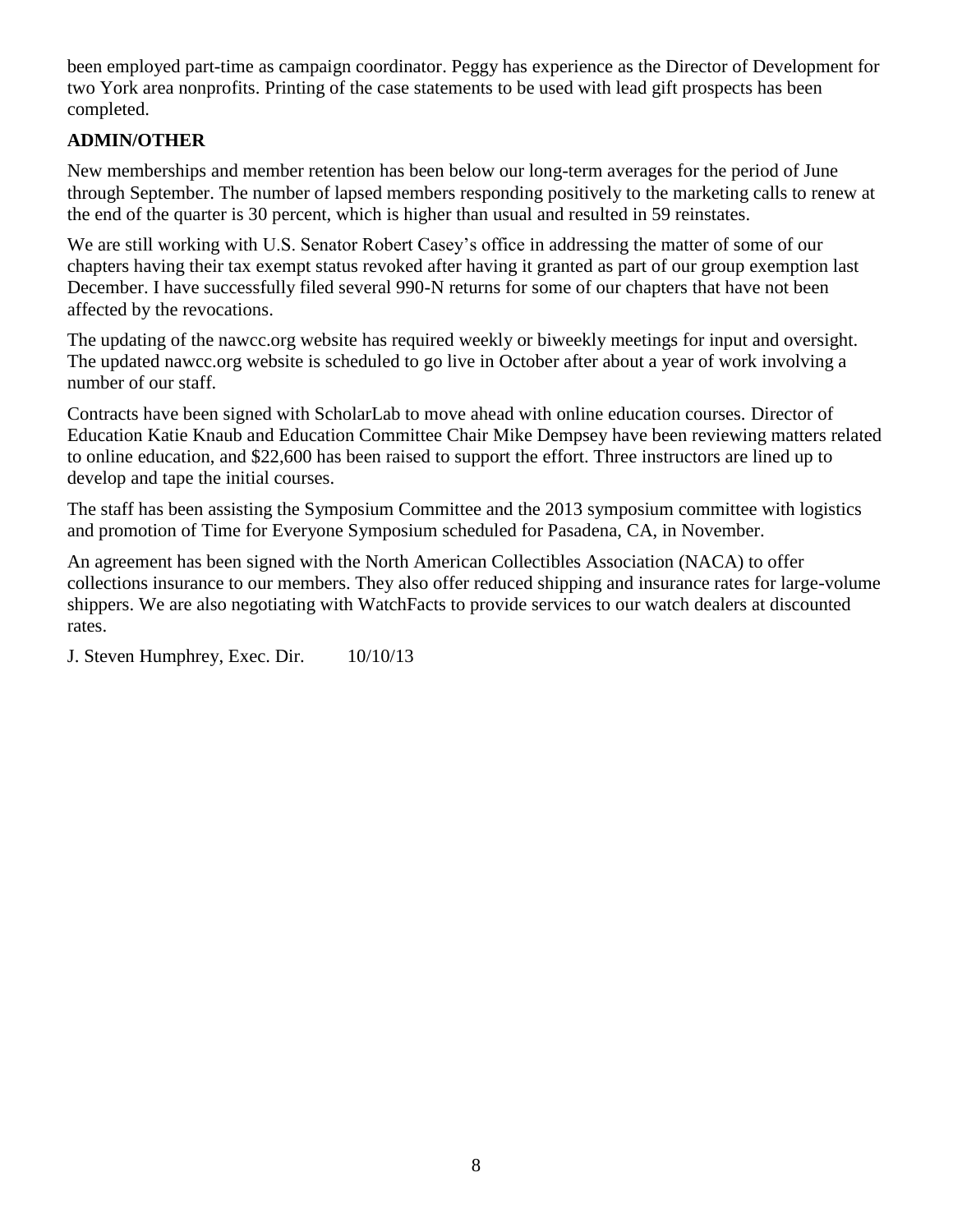been employed part-time as campaign coordinator. Peggy has experience as the Director of Development for two York area nonprofits. Printing of the case statements to be used with lead gift prospects has been completed.

**ADMIN/OTHER**

New memberships and member retention has been below our long-term averages for the period of June through September. The number of lapsed members responding positively to the marketing calls to renew at the end of the quarter is 30 percent, which is higher than usual and resulted in 59 reinstates.

We are still working with U.S. Senator Robert Casey's office in addressing the matter of some of our chapters having their tax exempt status revoked after having it granted as part of our group exemption last December. I have successfully filed several 990-N returns for some of our chapters that have not been affected by the revocations.

The updating of the nawcc.org website has required weekly or biweekly meetings for input and oversight. The updated nawcc.org website is scheduled to go live in October after about a year of work involving a number of our staff.

Contracts have been signed with ScholarLab to move ahead with online education courses. Director of Education Katie Knaub and Education Committee Chair Mike Dempsey have been reviewing matters related to online education, and $22,600 has been raised to support the effort. Three instructors are lined up to develop and tape the initial courses.

The staff has been assisting the Symposium Committee and the 2013 symposium committee with logistics and promotion of Time for Everyone Symposium scheduled for Pasadena, CA, in November.

An agreement has been signed with the North American Collectibles Association (NACA) to offer collections insurance to our members. They also offer reduced shipping and insurance rates for large-volume shippers. We are also negotiating with WatchFacts to provide services to our watch dealers at discounted rates.

J. Steven Humphrey, Exec. Dir. 10/10/13